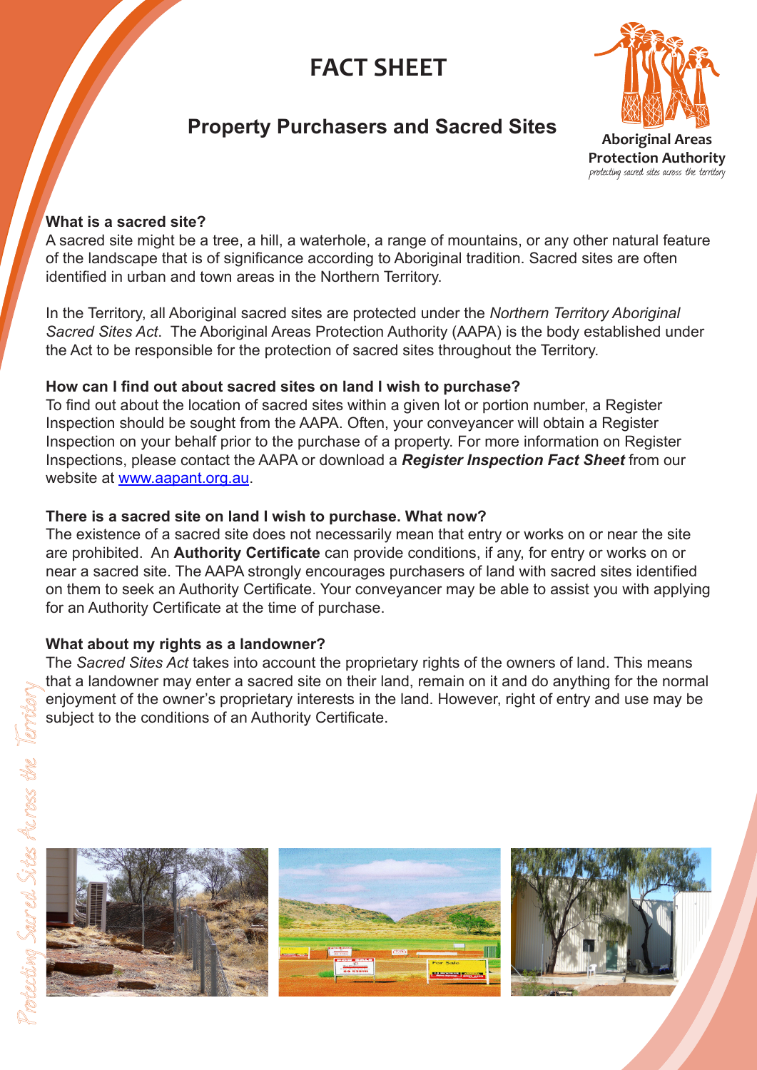# FACT SHEET

## Property Purchasers and Sacred Sites

Aboriginal Areas Protection Authority
*protecting sacred sites across the territory*

**What is a sacred site?**

A sacred site might be a tree, a hill, a waterhole, a range of mountains, or any other natural feature of the landscape that is of significance according to Aboriginal tradition. Sacred sites are often identified in urban and town areas in the Northern Territory.

In the Territory, all Aboriginal sacred sites are protected under the *Northern Territory Aboriginal Sacred Sites Act*. The Aboriginal Areas Protection Authority (AAPA) is the body established under the Act to be responsible for the protection of sacred sites throughout the Territory.

**How can I find out about sacred sites on land I wish to purchase?**

To find out about the location of sacred sites within a given lot or portion number, a Register Inspection should be sought from the AAPA. Often, your conveyancer will obtain a Register Inspection on your behalf prior to the purchase of a property. For more information on Register Inspections, please contact the AAPA or download a ***Register Inspection Fact Sheet*** from our website at www.aapant.org.au.

**There is a sacred site on land I wish to purchase. What now?**

The existence of a sacred site does not necessarily mean that entry or works on or near the site are prohibited. An **Authority Certificate** can provide conditions, if any, for entry or works on or near a sacred site. The AAPA strongly encourages purchasers of land with sacred sites identified on them to seek an Authority Certificate. Your conveyancer may be able to assist you with applying for an Authority Certificate at the time of purchase.

**What about my rights as a landowner?**

The *Sacred Sites Act* takes into account the proprietary rights of the owners of land. This means that a landowner may enter a sacred site on their land, remain on it and do anything for the normal enjoyment of the owner's proprietary interests in the land. However, right of entry and use may be subject to the conditions of an Authority Certificate.

*Protecting Sacred Sites Across the Territory*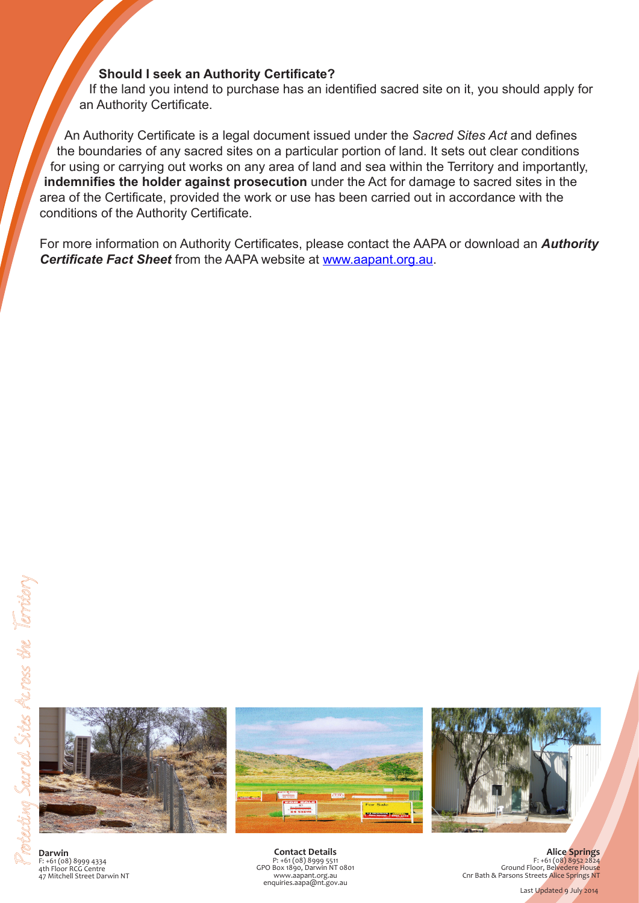### Should I seek an Authority Certificate?

If the land you intend to purchase has an identified sacred site on it, you should apply for an Authority Certificate.

An Authority Certificate is a legal document issued under the *Sacred Sites Act* and defines the boundaries of any sacred sites on a particular portion of land. It sets out clear conditions for using or carrying out works on any area of land and sea within the Territory and importantly, **indemnifies the holder against prosecution** under the Act for damage to sacred sites in the area of the Certificate, provided the work or use has been carried out in accordance with the conditions of the Authority Certificate.

For more information on Authority Certificates, please contact the AAPA or download an ***Authority Certificate Fact Sheet*** from the AAPA website at www.aapant.org.au.

Protecting Sacred Sites Across the Territory

**Darwin**
F: +61 (08) 8999 4334
4th Floor RCG Centre
47 Mitchell Street Darwin NT

**Contact Details**
P: +61 (08) 8999 5511
GPO Box 1890, Darwin NT 0801
www.aapant.org.au
enquiries.aapa@nt.gov.au

**Alice Springs**
F: +61 (08) 8952 2824
Ground Floor, Belvedere House
Cnr Bath & Parsons Streets Alice Springs NT

Last Updated 9 July 2014